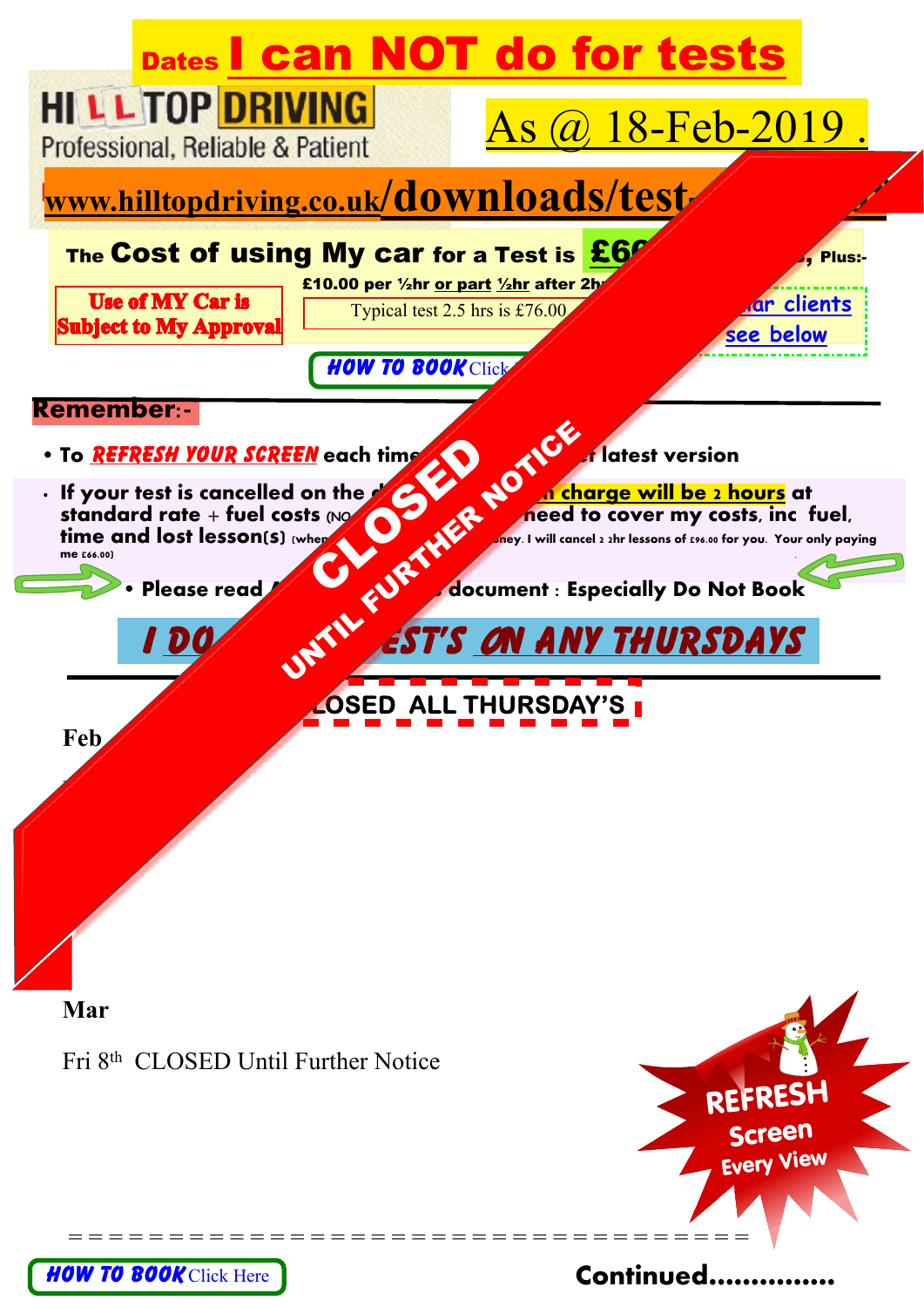# Dates I can NOT do for tests

HILLTOP DRIVING
Professional, Reliable & Patient

As @ 18-Feb-2019 .

www.hilltopdriving.co.uk/downloads/test-

**The Cost of using My car for a Test is £60 ... , Plus:-**

**£10.00 per ½hr or part ½hr after 2h**

**Use of MY Car is Subject to My Approval**

Typical test 2.5 hrs is £76.00

...lar clients see below

**HOW TO BOOK** Click ...

CLOSED
UNTIL FURTHER NOTICE

**Remember:-**

- To **REFRESH YOUR SCREEN** each time ... latest version
- If your test is cancelled on the d... charge will be 2 hours at standard rate + fuel costs (NO... need to cover my costs, inc fuel, time and lost lesson(s) (when... oney. I will cancel 2 2hr lessons of £96.00 for you. Your only paying me £66.00)
- Please read ... document : Especially Do Not Book

## I DO ... EST'S ON ANY THURSDAYS

**...LOSED ALL THURSDAY'S**

**Feb**

**Mar**

Fri 8th CLOSED Until Further Notice

REFRESH Screen Every View

= = = = = = = = = = = = = = = = = = = = = = = = = = = = = = = = = = =

**HOW TO BOOK** Click Here

**Continued...............**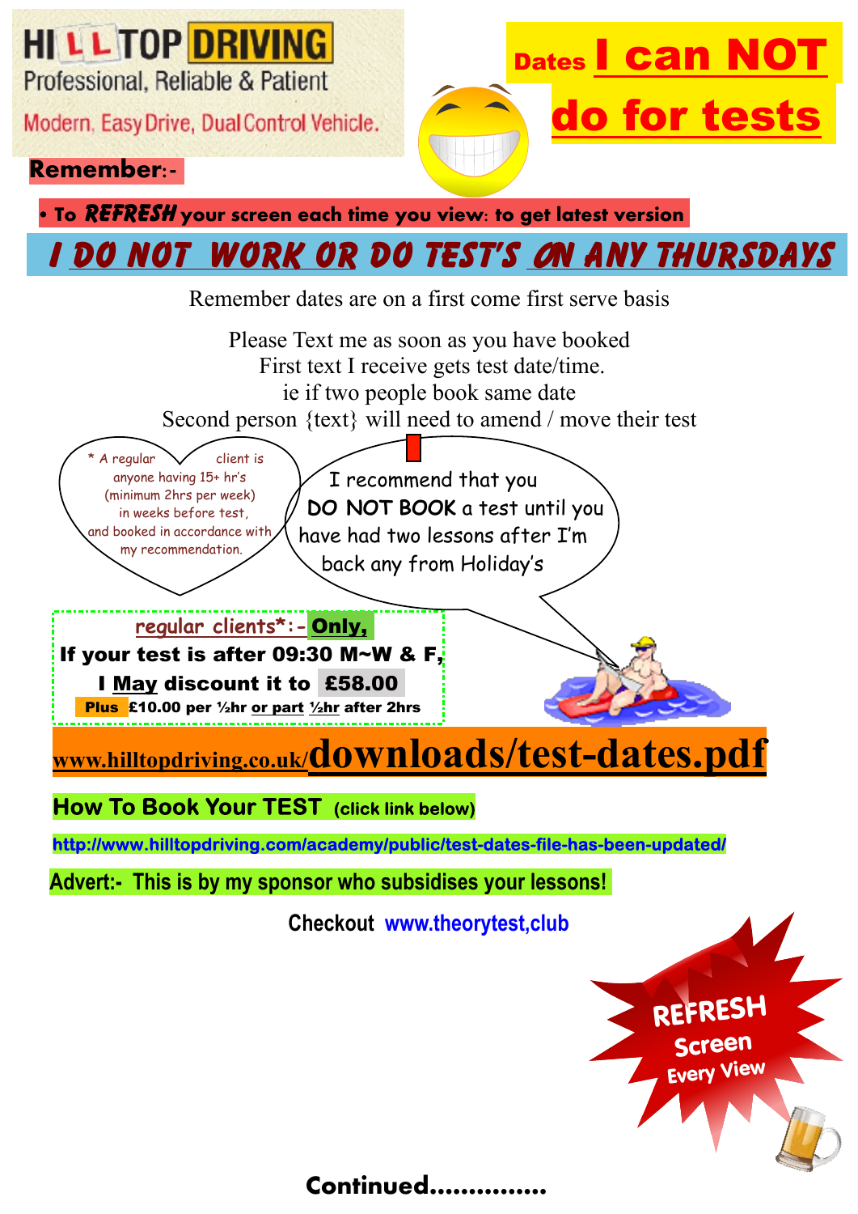# HILLTOP DRIVING

Professional, Reliable & Patient

Modern, Easy Drive, Dual Control Vehicle.

## Dates I can NOT do for tests

**Remember:-**

• To ***REFRESH*** your screen each time you view: to get latest version

## *I DO NOT WORK OR DO TEST'S ON ANY THURSDAYS*

Remember dates are on a first come first serve basis

Please Text me as soon as you have booked
First text I receive gets test date/time.
ie if two people book same date
Second person {text} will need to amend / move their test

\* A regular client is anyone having 15+ hr's (minimum 2hrs per week) in weeks before test, and booked in accordance with my recommendation.

I recommend that you **DO NOT BOOK** a test until you have had two lessons after I'm back any from Holiday's

**regular clients\*:- Only,**
**If your test is after 09:30 M~W & F,**
**I May discount it to £58.00**
**Plus £10.00 per ½hr or part ½hr after 2hrs**

**www.hilltopdriving.co.uk/downloads/test-dates.pdf**

**How To Book Your TEST (click link below)**

http://www.hilltopdriving.com/academy/public/test-dates-file-has-been-updated/

**Advert:- This is by my sponsor who subsidises your lessons!**

**Checkout www.theorytest,club**

**REFRESH Screen Every View**

**Continued..............**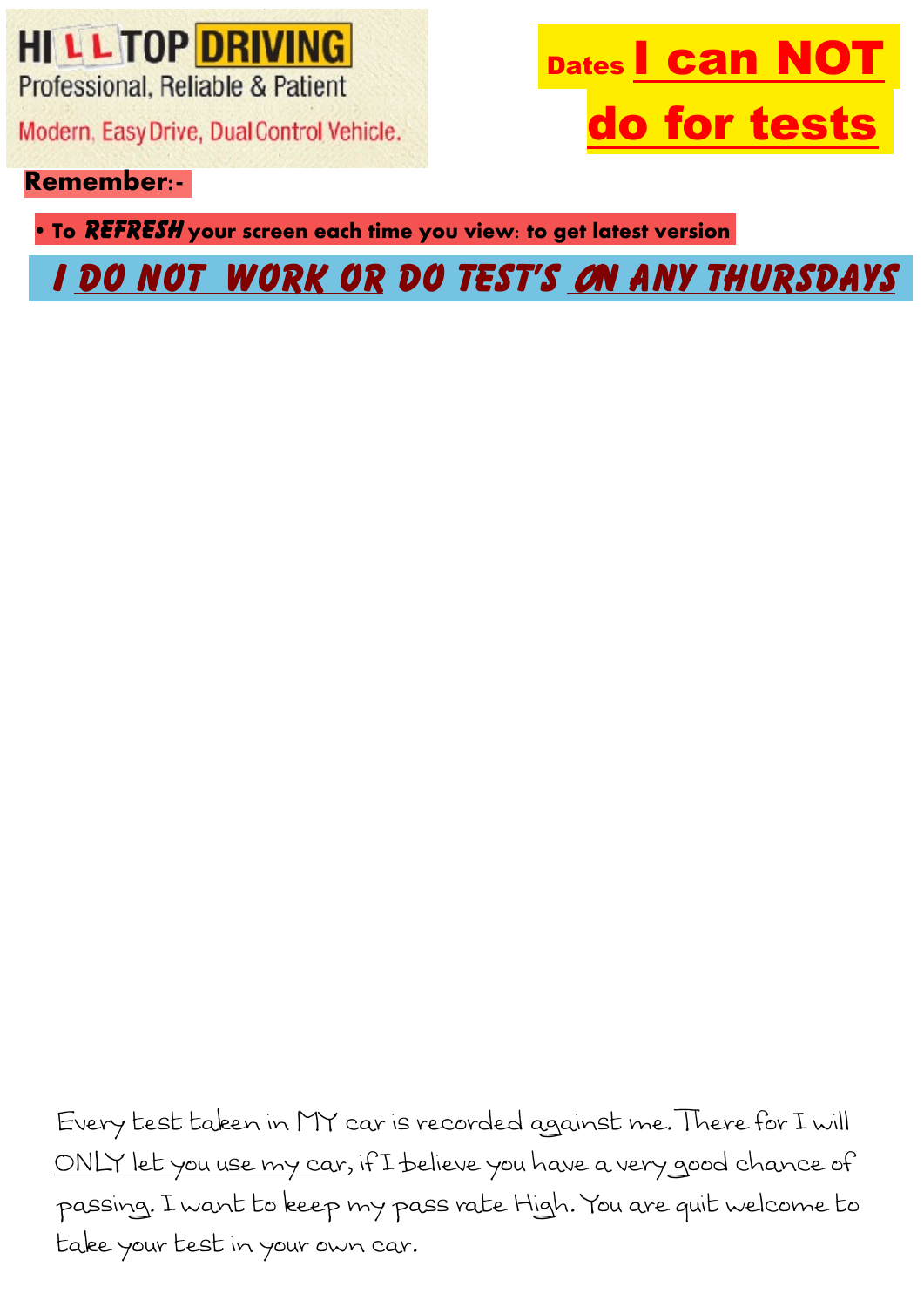HILLTOP DRIVING

Professional, Reliable & Patient

Modern, Easy Drive, Dual Control Vehicle.

# Dates I can NOT do for tests

**Remember:-**

- **To *REFRESH* your screen each time you view: to get latest version**

## *I DO NOT WORK OR DO TEST'S ON ANY THURSDAYS*

Every test taken in MY car is recorded against me. There for I will ONLY let you use my car, if I believe you have a very good chance of passing. I want to keep my pass rate High. You are quit welcome to take your test in your own car.